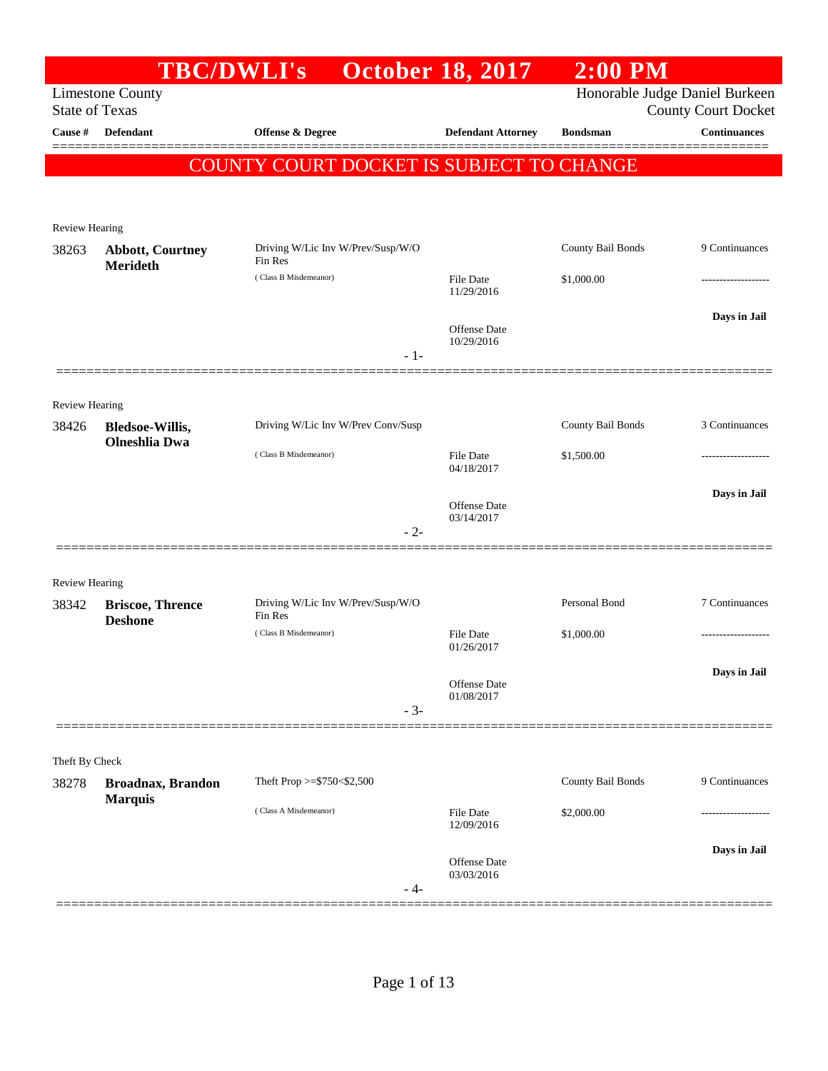# TBC/DWLI's October 18, 2017 2:00 PM

Limestone County
State of Texas

Honorable Judge Daniel Burkeen
County Court Docket

| Cause # | Defendant | Offense & Degree | Defendant Attorney | Bondsman | Continuances |
|---|---|---|---|---|---|

**COUNTY COURT DOCKET IS SUBJECT TO CHANGE**

Review Hearing

| Cause # | Defendant | Offense & Degree | Defendant Attorney | Bondsman | Continuances |
|---|---|---|---|---|---|
| 38263 | **Abbott, Courtney Merideth** | Driving W/Lic Inv W/Prev/Susp/W/O Fin Res ( Class B Misdemeanor) | File Date 11/29/2016<br>Offense Date 10/29/2016 | County Bail Bonds<br>$1,000.00 | 9 Continuances<br>-------------------<br>**Days in Jail** |

- 1-

Review Hearing

| Cause # | Defendant | Offense & Degree | Defendant Attorney | Bondsman | Continuances |
|---|---|---|---|---|---|
| 38426 | **Bledsoe-Willis, Olneshlia Dwa** | Driving W/Lic Inv W/Prev Conv/Susp ( Class B Misdemeanor) | File Date 04/18/2017<br>Offense Date 03/14/2017 | County Bail Bonds<br>$1,500.00 | 3 Continuances<br>-------------------<br>**Days in Jail** |

- 2-

Review Hearing

| Cause # | Defendant | Offense & Degree | Defendant Attorney | Bondsman | Continuances |
|---|---|---|---|---|---|
| 38342 | **Briscoe, Thrence Deshone** | Driving W/Lic Inv W/Prev/Susp/W/O Fin Res ( Class B Misdemeanor) | File Date 01/26/2017<br>Offense Date 01/08/2017 | Personal Bond<br>$1,000.00 | 7 Continuances<br>-------------------<br>**Days in Jail** |

- 3-

Theft By Check

| Cause # | Defendant | Offense & Degree | Defendant Attorney | Bondsman | Continuances |
|---|---|---|---|---|---|
| 38278 | **Broadnax, Brandon Marquis** | Theft Prop >=$750<$2,500 ( Class A Misdemeanor) | File Date 12/09/2016<br>Offense Date 03/03/2016 | County Bail Bonds<br>$2,000.00 | 9 Continuances<br>-------------------<br>**Days in Jail** |

- 4-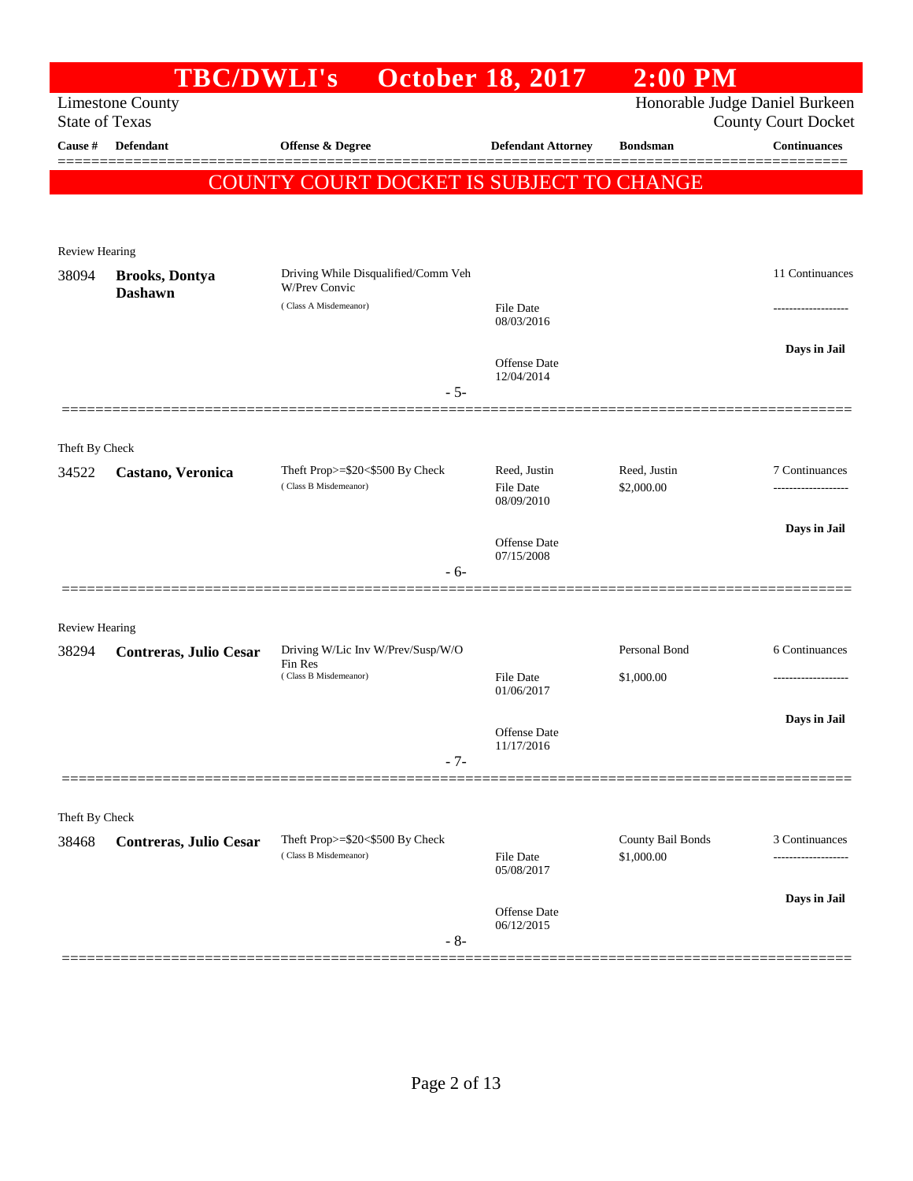# TBC/DWLI's October 18, 2017 2:00 PM

Limestone County
State of Texas

Honorable Judge Daniel Burkeen
County Court Docket

| Cause # | Defendant | Offense & Degree | Defendant Attorney | Bondsman | Continuances |
|---|---|---|---|---|---|

## COUNTY COURT DOCKET IS SUBJECT TO CHANGE

Review Hearing

| Cause # | Defendant | Offense & Degree | Defendant Attorney | Bondsman | Continuances |
|---|---|---|---|---|---|
| 38094 | **Brooks, Dontya Dashawn** | Driving While Disqualified/Comm Veh W/Prev Convic (Class A Misdemeanor) | File Date 08/03/2016<br>Offense Date 12/04/2014 | | 11 Continuances<br>-------------------<br>**Days in Jail** |

- 5-

Theft By Check

| Cause # | Defendant | Offense & Degree | Defendant Attorney | Bondsman | Continuances |
|---|---|---|---|---|---|
| 34522 | **Castano, Veronica** | Theft Prop>=$20<$500 By Check (Class B Misdemeanor) | Reed, Justin<br>File Date 08/09/2010<br>Offense Date 07/15/2008 | Reed, Justin<br>$2,000.00 | 7 Continuances<br>-------------------<br>**Days in Jail** |

- 6-

Review Hearing

| Cause # | Defendant | Offense & Degree | Defendant Attorney | Bondsman | Continuances |
|---|---|---|---|---|---|
| 38294 | **Contreras, Julio Cesar** | Driving W/Lic Inv W/Prev/Susp/W/O Fin Res (Class B Misdemeanor) | File Date 01/06/2017<br>Offense Date 11/17/2016 | Personal Bond<br>$1,000.00 | 6 Continuances<br>-------------------<br>**Days in Jail** |

- 7-

Theft By Check

| Cause # | Defendant | Offense & Degree | Defendant Attorney | Bondsman | Continuances |
|---|---|---|---|---|---|
| 38468 | **Contreras, Julio Cesar** | Theft Prop>=$20<$500 By Check (Class B Misdemeanor) | File Date 05/08/2017<br>Offense Date 06/12/2015 | County Bail Bonds<br>$1,000.00 | 3 Continuances<br>-------------------<br>**Days in Jail** |

- 8-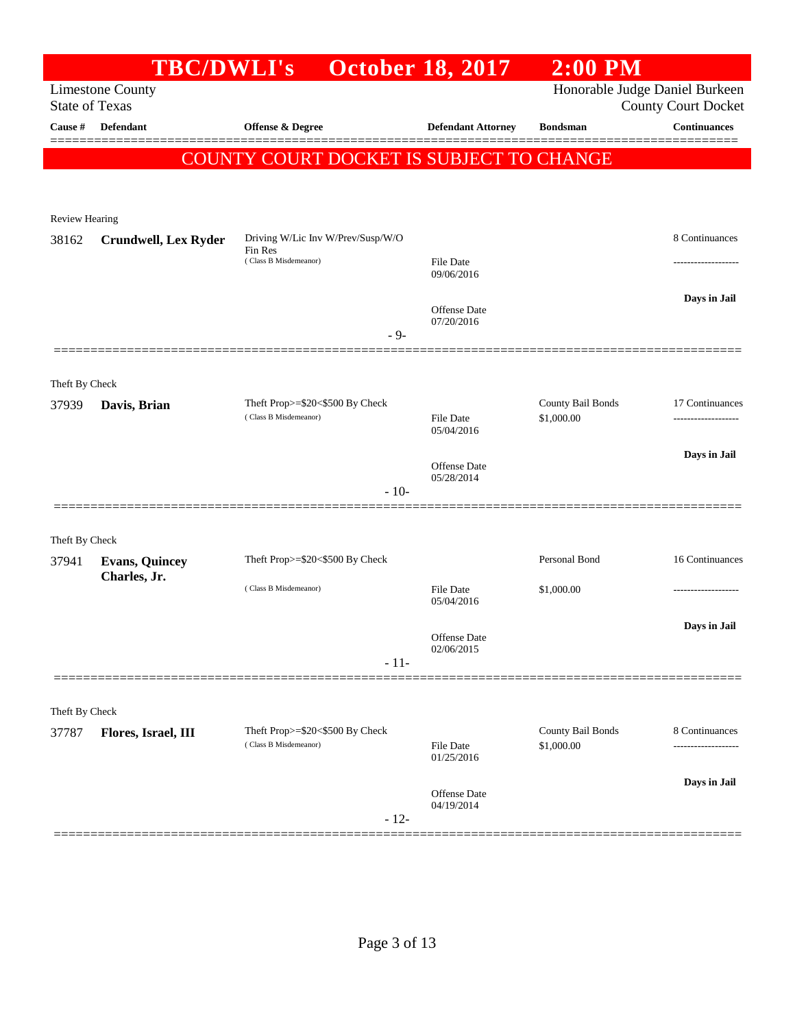# TBC/DWLI's October 18, 2017 2:00 PM

Limestone County
State of Texas

Honorable Judge Daniel Burkeen
County Court Docket

| Cause # | Defendant | Offense & Degree | Defendant Attorney | Bondsman | Continuances |
|---|---|---|---|---|---|

**COUNTY COURT DOCKET IS SUBJECT TO CHANGE**

Review Hearing

| Cause # | Defendant | Offense & Degree | Defendant Attorney | Bondsman | Continuances |
|---|---|---|---|---|---|
| 38162 | **Crundwell, Lex Ryder** | Driving W/Lic Inv W/Prev/Susp/W/O Fin Res (Class B Misdemeanor) | File Date 09/06/2016 | | 8 Continuances |
| | | | Offense Date 07/20/2016 | | Days in Jail |

- 9-

Theft By Check

| Cause # | Defendant | Offense & Degree | Defendant Attorney | Bondsman | Continuances |
|---|---|---|---|---|---|
| 37939 | **Davis, Brian** | Theft Prop>=$20<$500 By Check (Class B Misdemeanor) | File Date 05/04/2016 | County Bail Bonds $1,000.00 | 17 Continuances |
| | | | Offense Date 05/28/2014 | | Days in Jail |

- 10-

Theft By Check

| Cause # | Defendant | Offense & Degree | Defendant Attorney | Bondsman | Continuances |
|---|---|---|---|---|---|
| 37941 | **Evans, Quincey Charles, Jr.** | Theft Prop>=$20<$500 By Check (Class B Misdemeanor) | File Date 05/04/2016 | Personal Bond $1,000.00 | 16 Continuances |
| | | | Offense Date 02/06/2015 | | Days in Jail |

- 11-

Theft By Check

| Cause # | Defendant | Offense & Degree | Defendant Attorney | Bondsman | Continuances |
|---|---|---|---|---|---|
| 37787 | **Flores, Israel, III** | Theft Prop>=$20<$500 By Check (Class B Misdemeanor) | File Date 01/25/2016 | County Bail Bonds $1,000.00 | 8 Continuances |
| | | | Offense Date 04/19/2014 | | Days in Jail |

- 12-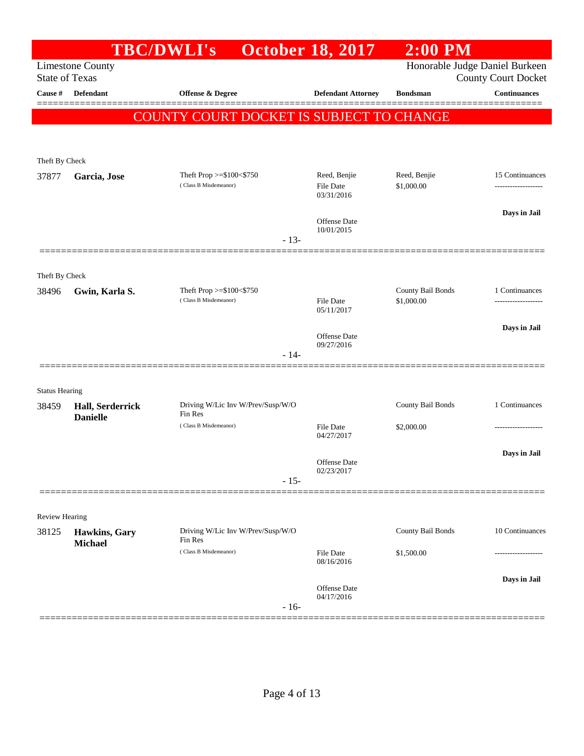# TBC/DWLI's October 18, 2017 2:00 PM

Limestone County
State of Texas

Honorable Judge Daniel Burkeen
County Court Docket

| Cause # | Defendant | Offense & Degree | Defendant Attorney | Bondsman | Continuances |
|---|---|---|---|---|---|

**COUNTY COURT DOCKET IS SUBJECT TO CHANGE**

Theft By Check

| Cause # | Defendant | Offense & Degree | Defendant Attorney | Bondsman | Continuances |
|---|---|---|---|---|---|
| 37877 | **Garcia, Jose** | Theft Prop >=$100<$750 (Class B Misdemeanor) | Reed, Benjie<br>File Date 03/31/2016<br>Offense Date 10/01/2015 | Reed, Benjie<br>$1,000.00 | 15 Continuances<br>-------------------<br>**Days in Jail** |

- 13-

Theft By Check

| Cause # | Defendant | Offense & Degree | Defendant Attorney | Bondsman | Continuances |
|---|---|---|---|---|---|
| 38496 | **Gwin, Karla S.** | Theft Prop >=$100<$750 (Class B Misdemeanor) | File Date 05/11/2017<br>Offense Date 09/27/2016 | County Bail Bonds<br>$1,000.00 | 1 Continuances<br>-------------------<br>**Days in Jail** |

- 14-

Status Hearing

| Cause # | Defendant | Offense & Degree | Defendant Attorney | Bondsman | Continuances |
|---|---|---|---|---|---|
| 38459 | **Hall, Serderrick Danielle** | Driving W/Lic Inv W/Prev/Susp/W/O Fin Res (Class B Misdemeanor) | File Date 04/27/2017<br>Offense Date 02/23/2017 | County Bail Bonds<br>$2,000.00 | 1 Continuances<br>-------------------<br>**Days in Jail** |

- 15-

Review Hearing

| Cause # | Defendant | Offense & Degree | Defendant Attorney | Bondsman | Continuances |
|---|---|---|---|---|---|
| 38125 | **Hawkins, Gary Michael** | Driving W/Lic Inv W/Prev/Susp/W/O Fin Res (Class B Misdemeanor) | File Date 08/16/2016<br>Offense Date 04/17/2016 | County Bail Bonds<br>$1,500.00 | 10 Continuances<br>-------------------<br>**Days in Jail** |

- 16-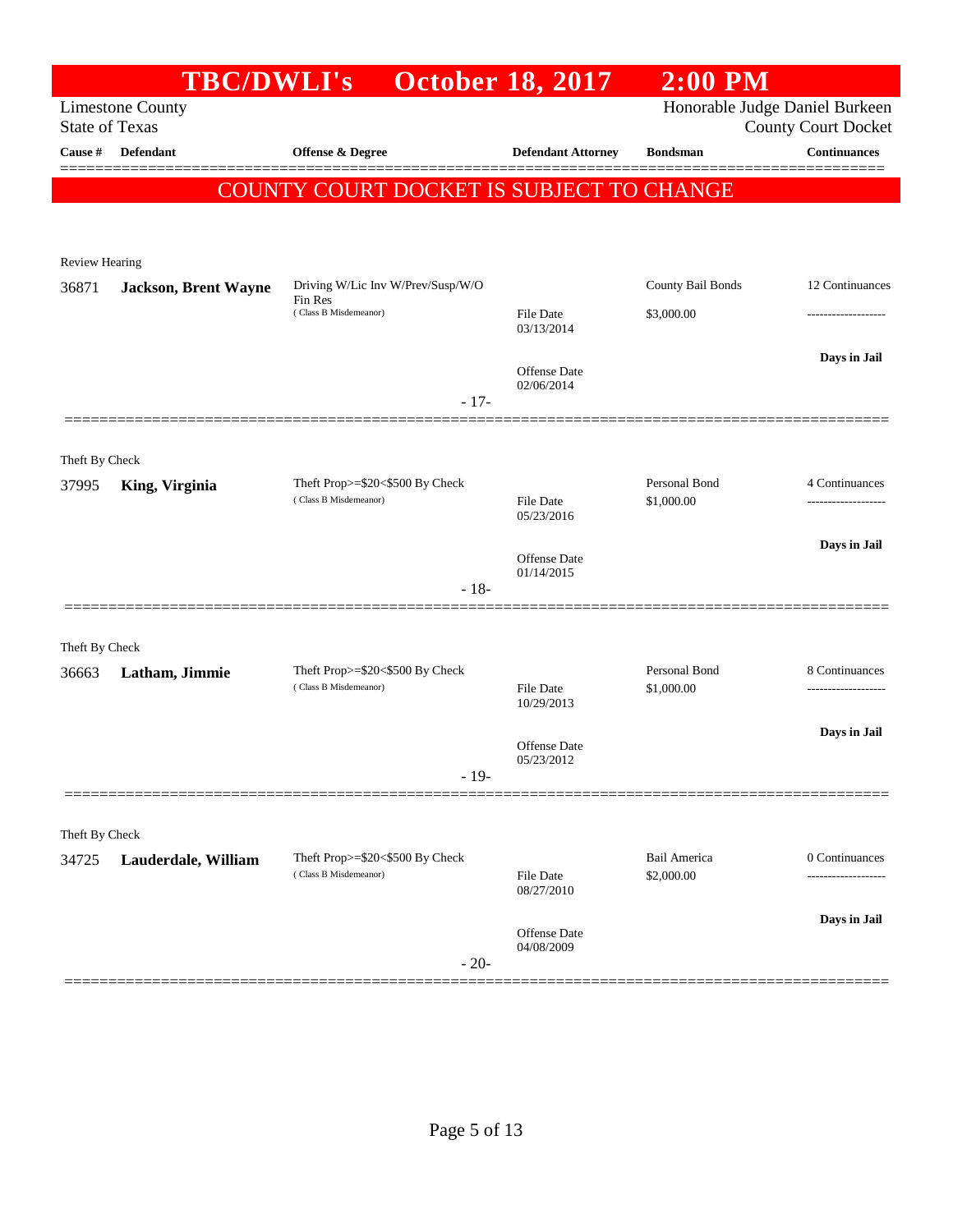# TBC/DWLI's October 18, 2017 2:00 PM

Limestone County
State of Texas

Honorable Judge Daniel Burkeen
County Court Docket

| Cause # | Defendant | Offense & Degree | Defendant Attorney | Bondsman | Continuances |
|---|---|---|---|---|---|

**COUNTY COURT DOCKET IS SUBJECT TO CHANGE**

---

Review Hearing

| Cause # | Defendant | Offense & Degree | Defendant Attorney | Bondsman | Continuances |
|---|---|---|---|---|---|
| 36871 | **Jackson, Brent Wayne** | Driving W/Lic Inv W/Prev/Susp/W/O Fin Res (Class B Misdemeanor) | File Date 03/13/2014 | County Bail Bonds $3,000.00 | 12 Continuances |
| | | | Offense Date 02/06/2014 | | **Days in Jail** |

- 17-

---

Theft By Check

| Cause # | Defendant | Offense & Degree | Defendant Attorney | Bondsman | Continuances |
|---|---|---|---|---|---|
| 37995 | **King, Virginia** | Theft Prop>=$20<$500 By Check (Class B Misdemeanor) | File Date 05/23/2016 | Personal Bond $1,000.00 | 4 Continuances |
| | | | Offense Date 01/14/2015 | | **Days in Jail** |

- 18-

---

Theft By Check

| Cause # | Defendant | Offense & Degree | Defendant Attorney | Bondsman | Continuances |
|---|---|---|---|---|---|
| 36663 | **Latham, Jimmie** | Theft Prop>=$20<$500 By Check (Class B Misdemeanor) | File Date 10/29/2013 | Personal Bond $1,000.00 | 8 Continuances |
| | | | Offense Date 05/23/2012 | | **Days in Jail** |

- 19-

---

Theft By Check

| Cause # | Defendant | Offense & Degree | Defendant Attorney | Bondsman | Continuances |
|---|---|---|---|---|---|
| 34725 | **Lauderdale, William** | Theft Prop>=$20<$500 By Check (Class B Misdemeanor) | File Date 08/27/2010 | Bail America $2,000.00 | 0 Continuances |
| | | | Offense Date 04/08/2009 | | **Days in Jail** |

- 20-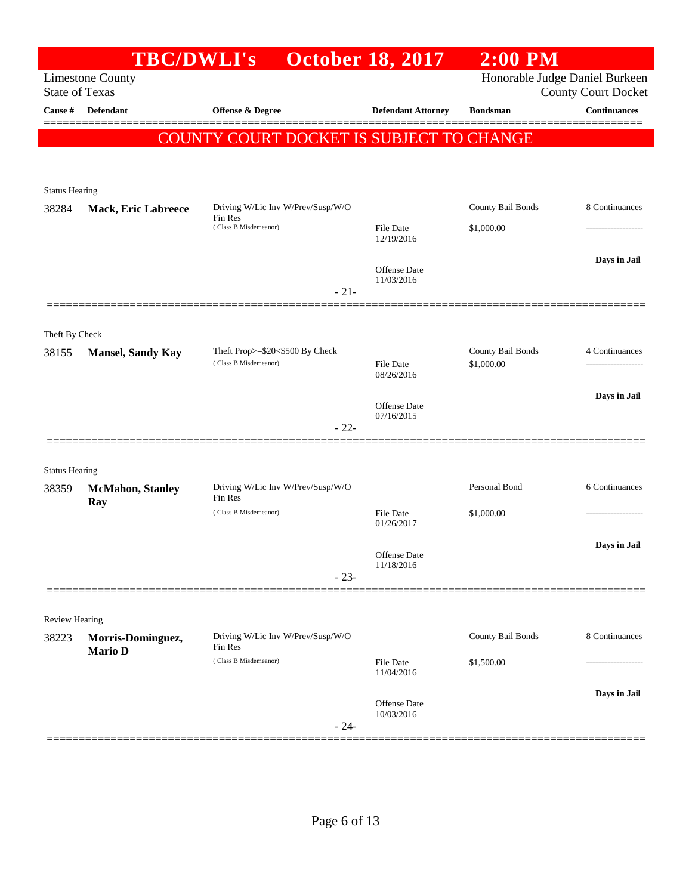# TBC/DWLI's October 18, 2017 2:00 PM

Limestone County
State of Texas

Honorable Judge Daniel Burkeen
County Court Docket

| Cause # | Defendant | Offense & Degree | Defendant Attorney | Bondsman | Continuances |
|---|---|---|---|---|---|

**COUNTY COURT DOCKET IS SUBJECT TO CHANGE**

Status Hearing

| Cause # | Defendant | Offense & Degree | Defendant Attorney | Bondsman | Continuances |
|---|---|---|---|---|---|
| 38284 | **Mack, Eric Labreece** | Driving W/Lic Inv W/Prev/Susp/W/O Fin Res (Class B Misdemeanor) | File Date 12/19/2016 | County Bail Bonds $1,000.00 | 8 Continuances |
| | | | Offense Date 11/03/2016 | | Days in Jail |

- 21-

Theft By Check

| Cause # | Defendant | Offense & Degree | Defendant Attorney | Bondsman | Continuances |
|---|---|---|---|---|---|
| 38155 | **Mansel, Sandy Kay** | Theft Prop>=$20<$500 By Check (Class B Misdemeanor) | File Date 08/26/2016 | County Bail Bonds $1,000.00 | 4 Continuances |
| | | | Offense Date 07/16/2015 | | Days in Jail |

- 22-

Status Hearing

| Cause # | Defendant | Offense & Degree | Defendant Attorney | Bondsman | Continuances |
|---|---|---|---|---|---|
| 38359 | **McMahon, Stanley Ray** | Driving W/Lic Inv W/Prev/Susp/W/O Fin Res (Class B Misdemeanor) | File Date 01/26/2017 | Personal Bond $1,000.00 | 6 Continuances |
| | | | Offense Date 11/18/2016 | | Days in Jail |

- 23-

Review Hearing

| Cause # | Defendant | Offense & Degree | Defendant Attorney | Bondsman | Continuances |
|---|---|---|---|---|---|
| 38223 | **Morris-Dominguez, Mario D** | Driving W/Lic Inv W/Prev/Susp/W/O Fin Res (Class B Misdemeanor) | File Date 11/04/2016 | County Bail Bonds $1,500.00 | 8 Continuances |
| | | | Offense Date 10/03/2016 | | Days in Jail |

- 24-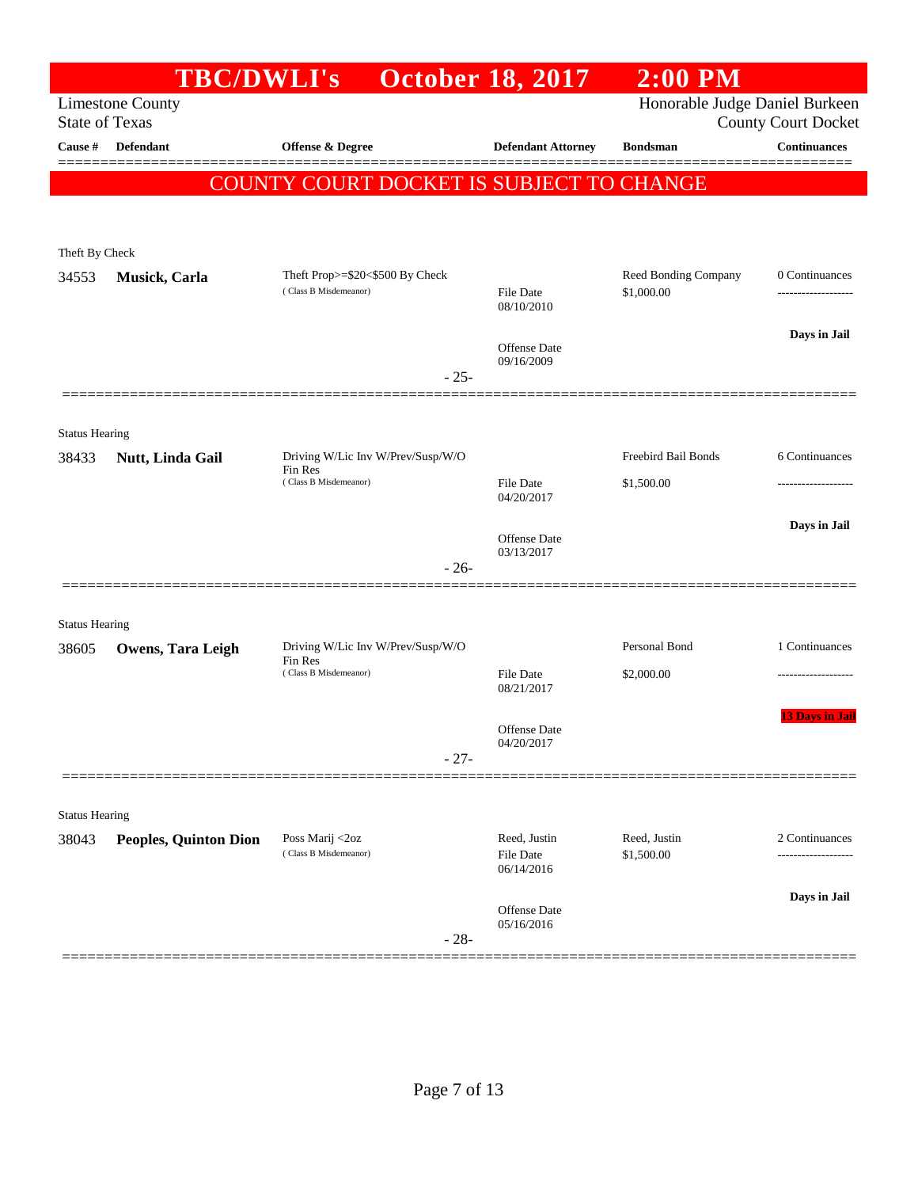# TBC/DWLI's October 18, 2017 2:00 PM

Limestone County
State of Texas

Honorable Judge Daniel Burkeen
County Court Docket

| Cause # | Defendant | Offense & Degree | Defendant Attorney | Bondsman | Continuances |
|---|---|---|---|---|---|

**COUNTY COURT DOCKET IS SUBJECT TO CHANGE**

Theft By Check

| Cause # | Defendant | Offense & Degree | Defendant Attorney | Bondsman | Continuances |
|---|---|---|---|---|---|
| 34553 | **Musick, Carla** | Theft Prop>=$20<$500 By Check (Class B Misdemeanor) | File Date 08/10/2010<br>Offense Date 09/16/2009 | Reed Bonding Company<br>$1,000.00 | 0 Continuances<br>Days in Jail |

- 25-

Status Hearing

| Cause # | Defendant | Offense & Degree | Defendant Attorney | Bondsman | Continuances |
|---|---|---|---|---|---|
| 38433 | **Nutt, Linda Gail** | Driving W/Lic Inv W/Prev/Susp/W/O Fin Res (Class B Misdemeanor) | File Date 04/20/2017<br>Offense Date 03/13/2017 | Freebird Bail Bonds<br>$1,500.00 | 6 Continuances<br>Days in Jail |

- 26-

Status Hearing

| Cause # | Defendant | Offense & Degree | Defendant Attorney | Bondsman | Continuances |
|---|---|---|---|---|---|
| 38605 | **Owens, Tara Leigh** | Driving W/Lic Inv W/Prev/Susp/W/O Fin Res (Class B Misdemeanor) | File Date 08/21/2017<br>Offense Date 04/20/2017 | Personal Bond<br>$2,000.00 | 1 Continuances<br>13 Days in Jail |

- 27-

Status Hearing

| Cause # | Defendant | Offense & Degree | Defendant Attorney | Bondsman | Continuances |
|---|---|---|---|---|---|
| 38043 | **Peoples, Quinton Dion** | Poss Marij <2oz (Class B Misdemeanor) | Reed, Justin<br>File Date 06/14/2016<br>Offense Date 05/16/2016 | Reed, Justin<br>$1,500.00 | 2 Continuances<br>Days in Jail |

- 28-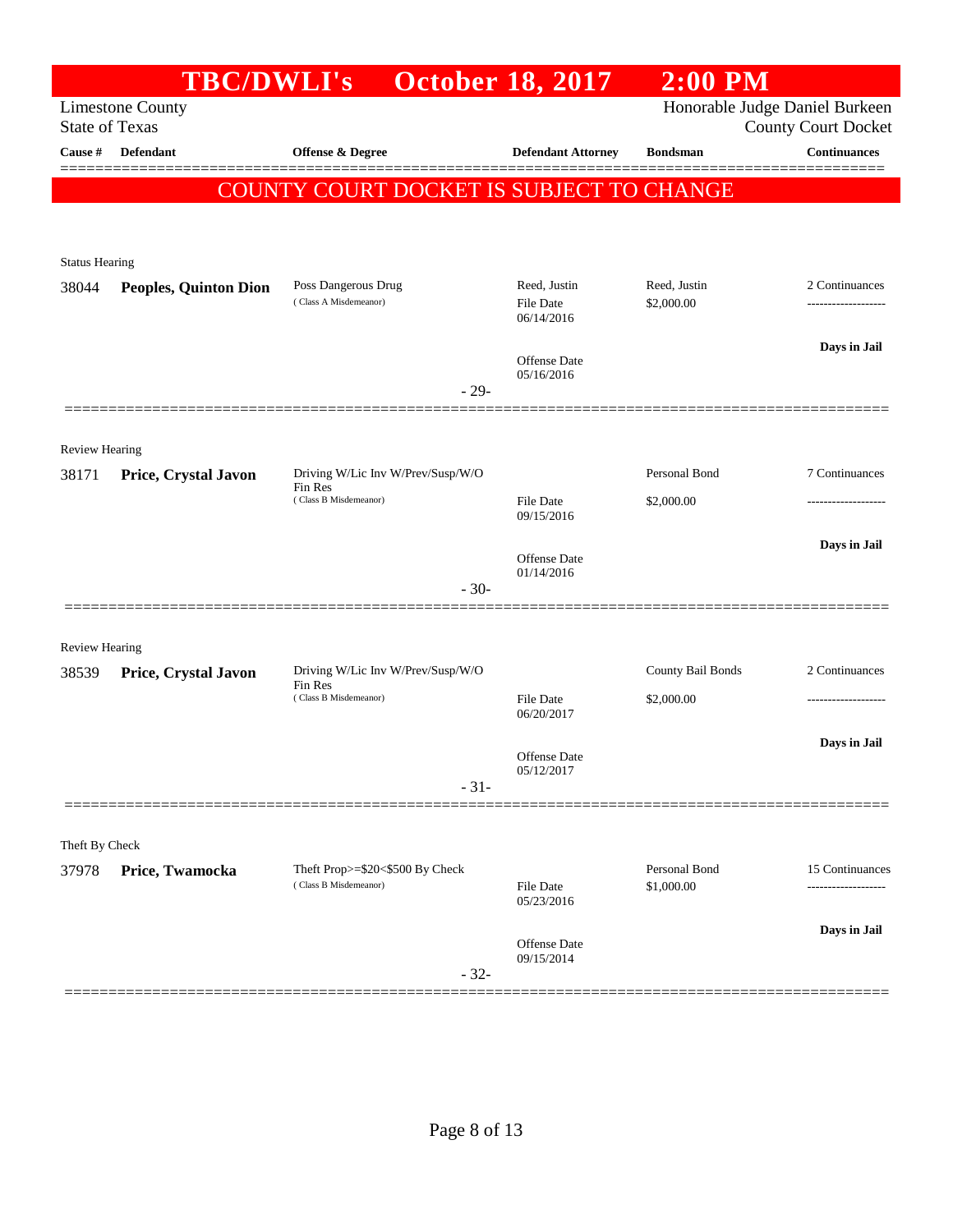# TBC/DWLI's October 18, 2017 2:00 PM

Limestone County
State of Texas

Honorable Judge Daniel Burkeen
County Court Docket

**COUNTY COURT DOCKET IS SUBJECT TO CHANGE**

| Cause # | Defendant | Offense & Degree | Defendant Attorney | Bondsman | Continuances |
|---|---|---|---|---|---|
| Status Hearing | | | | | |
| 38044 | **Peoples, Quinton Dion** | Poss Dangerous Drug (Class A Misdemeanor) | Reed, Justin<br>File Date 06/14/2016<br>Offense Date 05/16/2016 | Reed, Justin<br>$2,000.00 | 2 Continuances<br>-------------------<br>**Days in Jail** |
| | | - 29- | | | |
| Review Hearing | | | | | |
| 38171 | **Price, Crystal Javon** | Driving W/Lic Inv W/Prev/Susp/W/O Fin Res (Class B Misdemeanor) | File Date 09/15/2016<br>Offense Date 01/14/2016 | Personal Bond<br>$2,000.00 | 7 Continuances<br>-------------------<br>**Days in Jail** |
| | | - 30- | | | |
| Review Hearing | | | | | |
| 38539 | **Price, Crystal Javon** | Driving W/Lic Inv W/Prev/Susp/W/O Fin Res (Class B Misdemeanor) | File Date 06/20/2017<br>Offense Date 05/12/2017 | County Bail Bonds<br>$2,000.00 | 2 Continuances<br>-------------------<br>**Days in Jail** |
| | | - 31- | | | |
| Theft By Check | | | | | |
| 37978 | **Price, Twamocka** | Theft Prop>=$20<$500 By Check (Class B Misdemeanor) | File Date 05/23/2016<br>Offense Date 09/15/2014 | Personal Bond<br>$1,000.00 | 15 Continuances<br>-------------------<br>**Days in Jail** |
| | | - 32- | | | |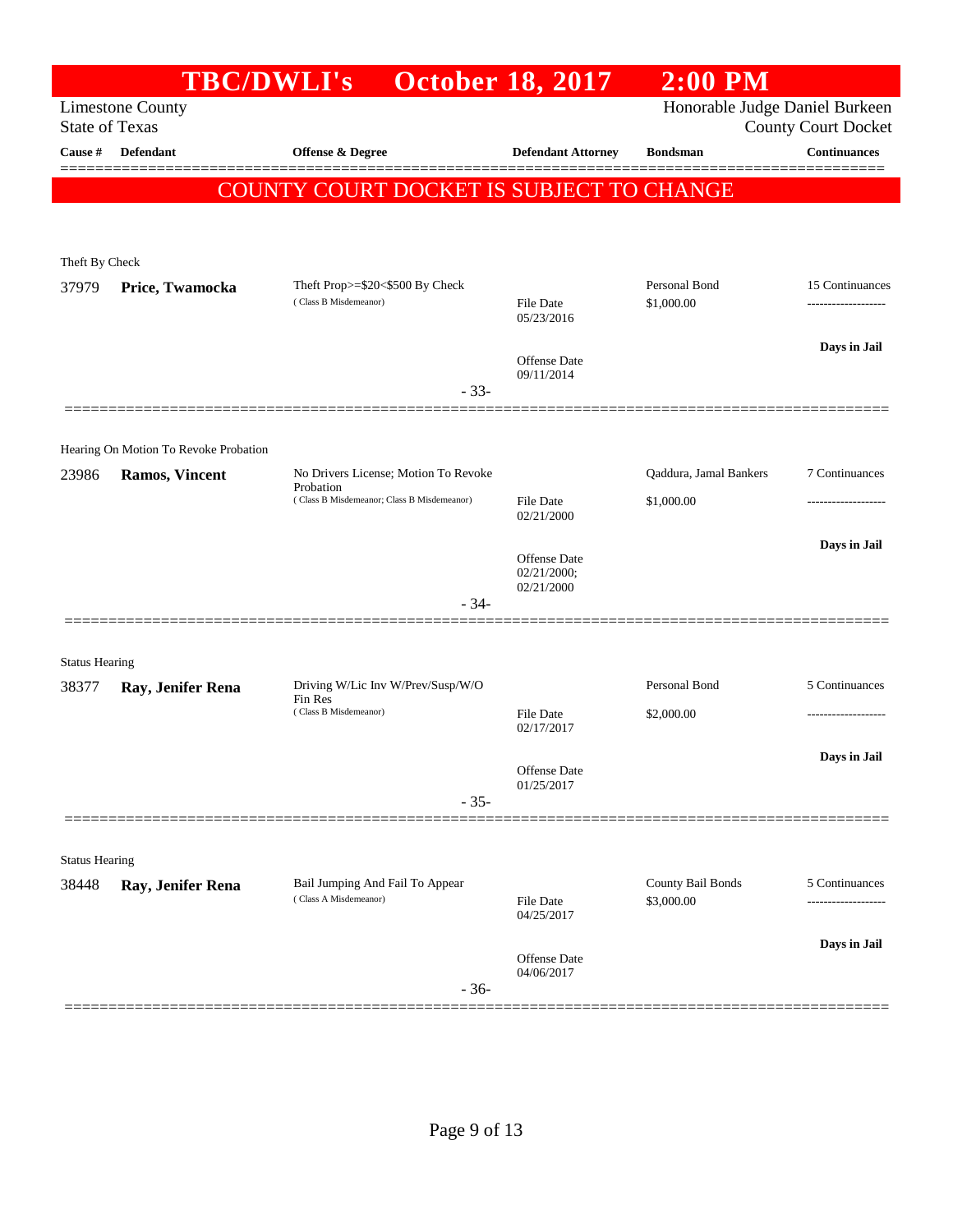# TBC/DWLI's October 18, 2017 2:00 PM

Limestone County
State of Texas

Honorable Judge Daniel Burkeen
County Court Docket

| Cause # | Defendant | Offense & Degree | Defendant Attorney | Bondsman | Continuances |
|---|---|---|---|---|---|

**COUNTY COURT DOCKET IS SUBJECT TO CHANGE**

---

Theft By Check

| Cause # | Defendant | Offense & Degree | Defendant Attorney | Bondsman | Continuances |
|---|---|---|---|---|---|
| 37979 | **Price, Twamocka** | Theft Prop>=$20<$500 By Check (Class B Misdemeanor) | File Date 05/23/2016; Offense Date 09/11/2014 | Personal Bond $1,000.00 | 15 Continuances; **Days in Jail** |

- 33-

---

Hearing On Motion To Revoke Probation

| Cause # | Defendant | Offense & Degree | Defendant Attorney | Bondsman | Continuances |
|---|---|---|---|---|---|
| 23986 | **Ramos, Vincent** | No Drivers License; Motion To Revoke Probation (Class B Misdemeanor; Class B Misdemeanor) | File Date 02/21/2000; Offense Date 02/21/2000; 02/21/2000 | Qaddura, Jamal Bankers $1,000.00 | 7 Continuances; **Days in Jail** |

- 34-

---

Status Hearing

| Cause # | Defendant | Offense & Degree | Defendant Attorney | Bondsman | Continuances |
|---|---|---|---|---|---|
| 38377 | **Ray, Jenifer Rena** | Driving W/Lic Inv W/Prev/Susp/W/O Fin Res (Class B Misdemeanor) | File Date 02/17/2017; Offense Date 01/25/2017 | Personal Bond $2,000.00 | 5 Continuances; **Days in Jail** |

- 35-

---

Status Hearing

| Cause # | Defendant | Offense & Degree | Defendant Attorney | Bondsman | Continuances |
|---|---|---|---|---|---|
| 38448 | **Ray, Jenifer Rena** | Bail Jumping And Fail To Appear (Class A Misdemeanor) | File Date 04/25/2017; Offense Date 04/06/2017 | County Bail Bonds $3,000.00 | 5 Continuances; **Days in Jail** |

- 36-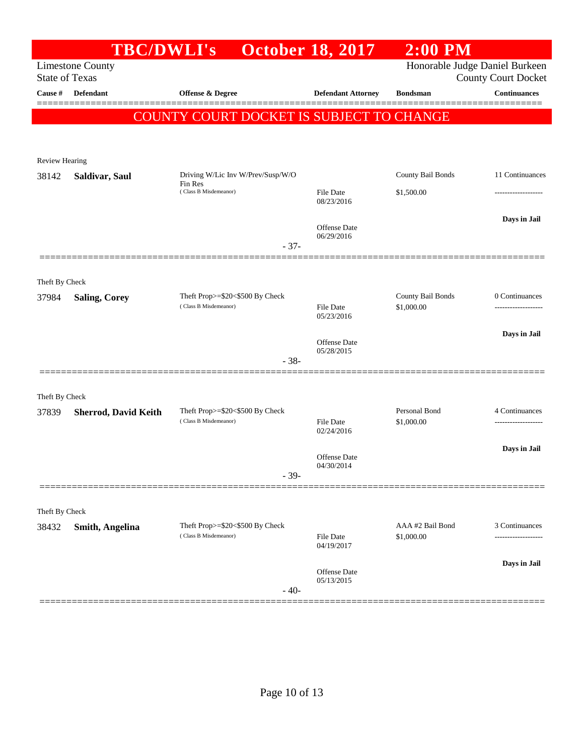# TBC/DWLI's October 18, 2017 2:00 PM

Limestone County
State of Texas

Honorable Judge Daniel Burkeen
County Court Docket

| Cause # | Defendant | Offense & Degree | Defendant Attorney | Bondsman | Continuances |
|---|---|---|---|---|---|

**COUNTY COURT DOCKET IS SUBJECT TO CHANGE**

---

Review Hearing

| Cause # | Defendant | Offense & Degree | Defendant Attorney | Bondsman | Continuances |
|---|---|---|---|---|---|
| 38142 | **Saldivar, Saul** | Driving W/Lic Inv W/Prev/Susp/W/O Fin Res (Class B Misdemeanor) | File Date 08/23/2016<br>Offense Date 06/29/2016 | County Bail Bonds<br>$1,500.00 | 11 Continuances<br>-------------------<br>**Days in Jail** |

- 37-

---

Theft By Check

| Cause # | Defendant | Offense & Degree | Defendant Attorney | Bondsman | Continuances |
|---|---|---|---|---|---|
| 37984 | **Saling, Corey** | Theft Prop>=$20<$500 By Check (Class B Misdemeanor) | File Date 05/23/2016<br>Offense Date 05/28/2015 | County Bail Bonds<br>$1,000.00 | 0 Continuances<br>-------------------<br>**Days in Jail** |

- 38-

---

Theft By Check

| Cause # | Defendant | Offense & Degree | Defendant Attorney | Bondsman | Continuances |
|---|---|---|---|---|---|
| 37839 | **Sherrod, David Keith** | Theft Prop>=$20<$500 By Check (Class B Misdemeanor) | File Date 02/24/2016<br>Offense Date 04/30/2014 | Personal Bond<br>$1,000.00 | 4 Continuances<br>-------------------<br>**Days in Jail** |

- 39-

---

Theft By Check

| Cause # | Defendant | Offense & Degree | Defendant Attorney | Bondsman | Continuances |
|---|---|---|---|---|---|
| 38432 | **Smith, Angelina** | Theft Prop>=$20<$500 By Check (Class B Misdemeanor) | File Date 04/19/2017<br>Offense Date 05/13/2015 | AAA #2 Bail Bond<br>$1,000.00 | 3 Continuances<br>-------------------<br>**Days in Jail** |

- 40-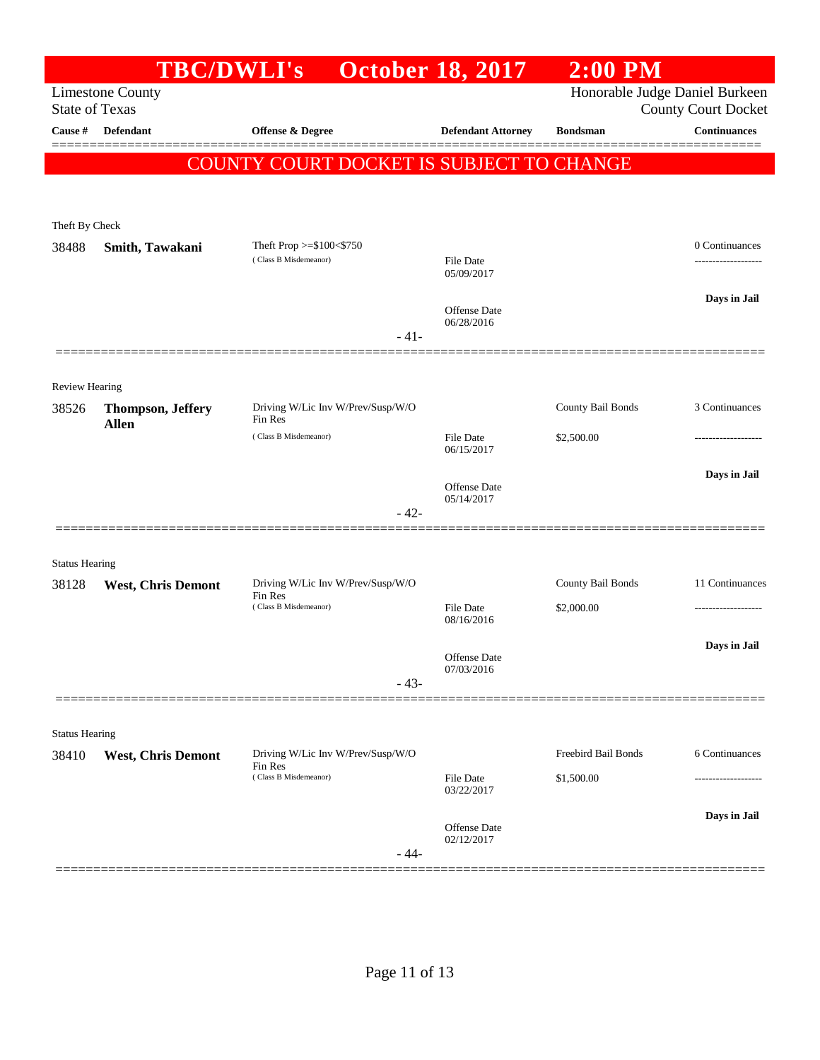# TBC/DWLI's October 18, 2017 2:00 PM

Limestone County
State of Texas

Honorable Judge Daniel Burkeen
County Court Docket

| Cause # | Defendant | Offense & Degree | Defendant Attorney | Bondsman | Continuances |
|---|---|---|---|---|---|

## COUNTY COURT DOCKET IS SUBJECT TO CHANGE

Theft By Check

| Cause # | Defendant | Offense & Degree | Defendant Attorney | Bondsman | Continuances |
|---|---|---|---|---|---|
| 38488 | **Smith, Tawakani** | Theft Prop >=$100<$750 (Class B Misdemeanor) | File Date 05/09/2017<br>Offense Date 06/28/2016 | | 0 Continuances<br>-------------------<br>**Days in Jail** |

- 41-

Review Hearing

| Cause # | Defendant | Offense & Degree | Defendant Attorney | Bondsman | Continuances |
|---|---|---|---|---|---|
| 38526 | **Thompson, Jeffery Allen** | Driving W/Lic Inv W/Prev/Susp/W/O Fin Res (Class B Misdemeanor) | File Date 06/15/2017<br>Offense Date 05/14/2017 | County Bail Bonds<br>$2,500.00 | 3 Continuances<br>-------------------<br>**Days in Jail** |

- 42-

Status Hearing

| Cause # | Defendant | Offense & Degree | Defendant Attorney | Bondsman | Continuances |
|---|---|---|---|---|---|
| 38128 | **West, Chris Demont** | Driving W/Lic Inv W/Prev/Susp/W/O Fin Res (Class B Misdemeanor) | File Date 08/16/2016<br>Offense Date 07/03/2016 | County Bail Bonds<br>$2,000.00 | 11 Continuances<br>-------------------<br>**Days in Jail** |

- 43-

Status Hearing

| Cause # | Defendant | Offense & Degree | Defendant Attorney | Bondsman | Continuances |
|---|---|---|---|---|---|
| 38410 | **West, Chris Demont** | Driving W/Lic Inv W/Prev/Susp/W/O Fin Res (Class B Misdemeanor) | File Date 03/22/2017<br>Offense Date 02/12/2017 | Freebird Bail Bonds<br>$1,500.00 | 6 Continuances<br>-------------------<br>**Days in Jail** |

- 44-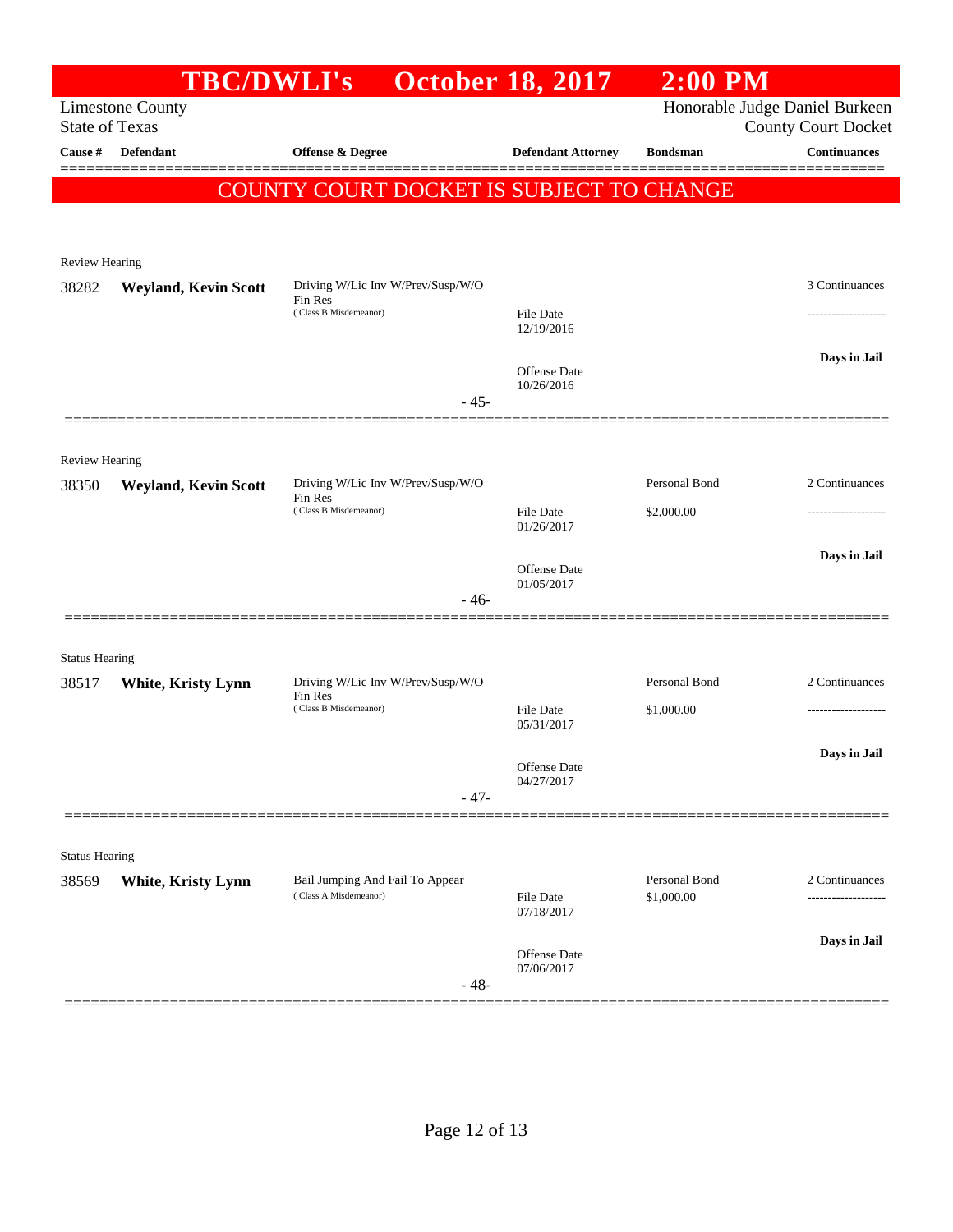# TBC/DWLI's October 18, 2017 2:00 PM

Limestone County
State of Texas

Honorable Judge Daniel Burkeen
County Court Docket

| Cause # | Defendant | Offense & Degree | Defendant Attorney | Bondsman | Continuances |
|---|---|---|---|---|---|

**COUNTY COURT DOCKET IS SUBJECT TO CHANGE**

Review Hearing

| Cause # | Defendant | Offense & Degree | Defendant Attorney | Bondsman | Continuances |
|---|---|---|---|---|---|
| 38282 | **Weyland, Kevin Scott** | Driving W/Lic Inv W/Prev/Susp/W/O Fin Res (Class B Misdemeanor) | File Date 12/19/2016 | | 3 Continuances |
| | | | Offense Date 10/26/2016 | | **Days in Jail** |

- 45-

Review Hearing

| Cause # | Defendant | Offense & Degree | Defendant Attorney | Bondsman | Continuances |
|---|---|---|---|---|---|
| 38350 | **Weyland, Kevin Scott** | Driving W/Lic Inv W/Prev/Susp/W/O Fin Res (Class B Misdemeanor) | File Date 01/26/2017 | Personal Bond $2,000.00 | 2 Continuances |
| | | | Offense Date 01/05/2017 | | **Days in Jail** |

- 46-

Status Hearing

| Cause # | Defendant | Offense & Degree | Defendant Attorney | Bondsman | Continuances |
|---|---|---|---|---|---|
| 38517 | **White, Kristy Lynn** | Driving W/Lic Inv W/Prev/Susp/W/O Fin Res (Class B Misdemeanor) | File Date 05/31/2017 | Personal Bond $1,000.00 | 2 Continuances |
| | | | Offense Date 04/27/2017 | | **Days in Jail** |

- 47-

Status Hearing

| Cause # | Defendant | Offense & Degree | Defendant Attorney | Bondsman | Continuances |
|---|---|---|---|---|---|
| 38569 | **White, Kristy Lynn** | Bail Jumping And Fail To Appear (Class A Misdemeanor) | File Date 07/18/2017 | Personal Bond $1,000.00 | 2 Continuances |
| | | | Offense Date 07/06/2017 | | **Days in Jail** |

- 48-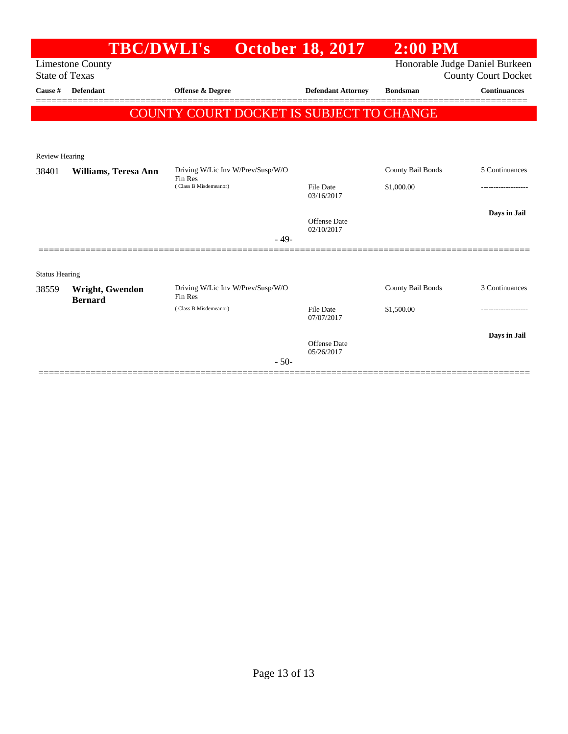# TBC/DWLI's October 18, 2017 2:00 PM

Limestone County
State of Texas

Honorable Judge Daniel Burkeen
County Court Docket

| Cause # | Defendant | Offense & Degree | Defendant Attorney | Bondsman | Continuances |
|---|---|---|---|---|---|

**COUNTY COURT DOCKET IS SUBJECT TO CHANGE**

Review Hearing

| Cause # | Defendant | Offense & Degree | Defendant Attorney | Bondsman | Continuances |
|---|---|---|---|---|---|
| 38401 | **Williams, Teresa Ann** | Driving W/Lic Inv W/Prev/Susp/W/O Fin Res<br>( Class B Misdemeanor) | File Date<br>03/16/2017<br><br>Offense Date<br>02/10/2017 | County Bail Bonds<br>$1,000.00 | 5 Continuances<br>-------------------<br>**Days in Jail** |

- 49-

Status Hearing

| Cause # | Defendant | Offense & Degree | Defendant Attorney | Bondsman | Continuances |
|---|---|---|---|---|---|
| 38559 | **Wright, Gwendon Bernard** | Driving W/Lic Inv W/Prev/Susp/W/O Fin Res<br>( Class B Misdemeanor) | File Date<br>07/07/2017<br><br>Offense Date<br>05/26/2017 | County Bail Bonds<br>$1,500.00 | 3 Continuances<br>-------------------<br>**Days in Jail** |

- 50-